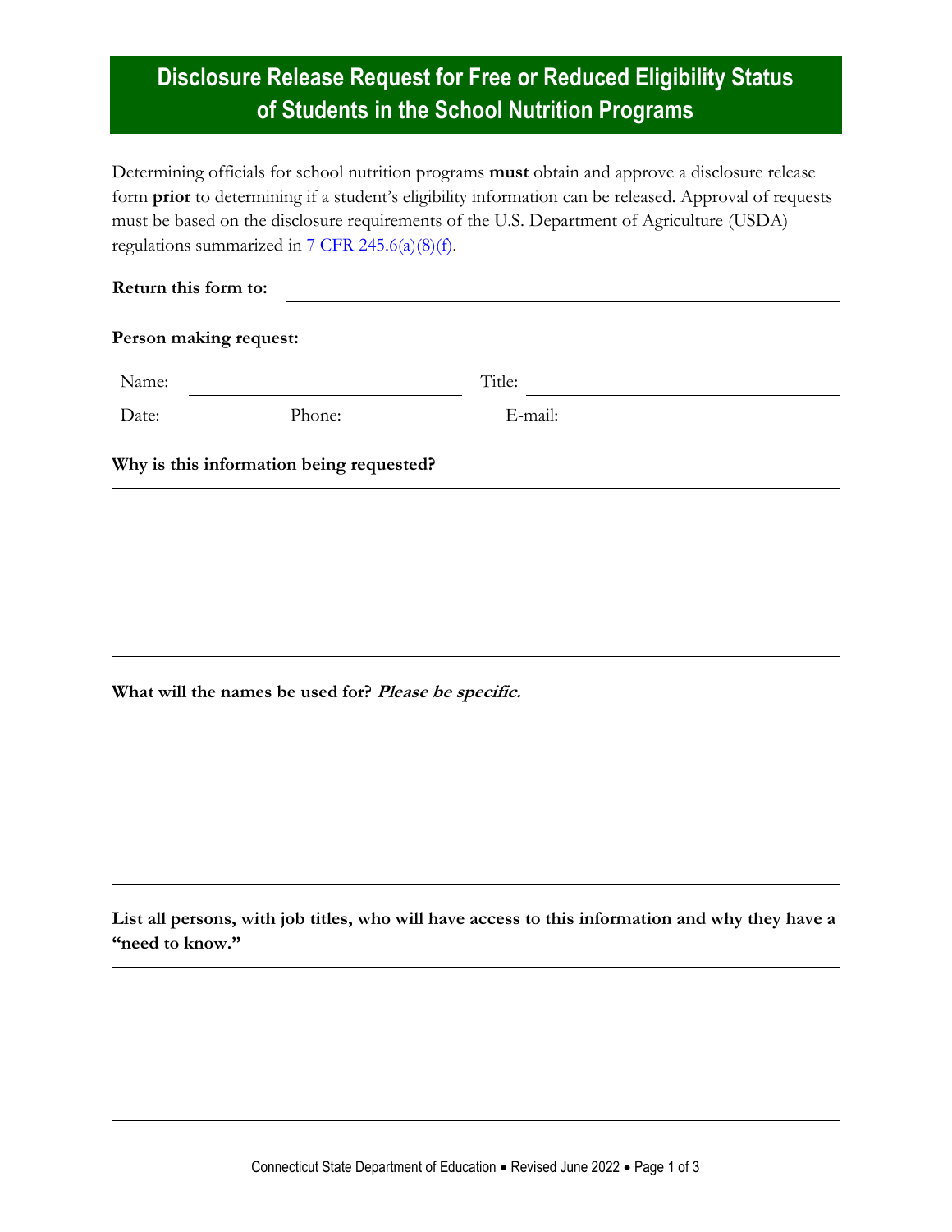# Disclosure Release Request for Free or Reduced Eligibility Status of Students in the School Nutrition Programs

Determining officials for school nutrition programs **must** obtain and approve a disclosure release form **prior** to determining if a student's eligibility information can be released. Approval of requests must be based on the disclosure requirements of the U.S. Department of Agriculture (USDA) regulations summarized in 7 CFR 245.6(a)(8)(f).

**Return this form to:** ______________________________

**Person making request:**

Name: ______________________ Title: ______________________

Date: __________ Phone: ______________ E-mail: ______________________

**Why is this information being requested?**

&nbsp;

**What will the names be used for?** ***Please be specific.***

&nbsp;

**List all persons, with job titles, who will have access to this information and why they have a "need to know."**

&nbsp;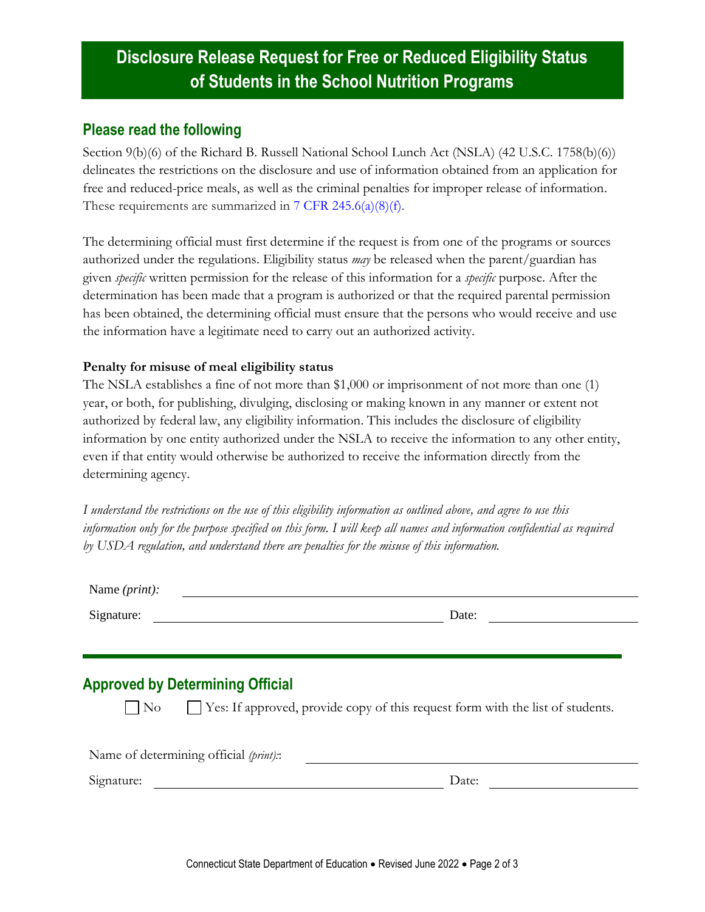# Disclosure Release Request for Free or Reduced Eligibility Status of Students in the School Nutrition Programs

## Please read the following

Section 9(b)(6) of the Richard B. Russell National School Lunch Act (NSLA) (42 U.S.C. 1758(b)(6)) delineates the restrictions on the disclosure and use of information obtained from an application for free and reduced-price meals, as well as the criminal penalties for improper release of information. These requirements are summarized in 7 CFR 245.6(a)(8)(f).

The determining official must first determine if the request is from one of the programs or sources authorized under the regulations. Eligibility status *may* be released when the parent/guardian has given *specific* written permission for the release of this information for a *specific* purpose. After the determination has been made that a program is authorized or that the required parental permission has been obtained, the determining official must ensure that the persons who would receive and use the information have a legitimate need to carry out an authorized activity.

**Penalty for misuse of meal eligibility status**

The NSLA establishes a fine of not more than $1,000 or imprisonment of not more than one (1) year, or both, for publishing, divulging, disclosing or making known in any manner or extent not authorized by federal law, any eligibility information. This includes the disclosure of eligibility information by one entity authorized under the NSLA to receive the information to any other entity, even if that entity would otherwise be authorized to receive the information directly from the determining agency.

*I understand the restrictions on the use of this eligibility information as outlined above, and agree to use this information only for the purpose specified on this form. I will keep all names and information confidential as required by USDA regulation, and understand there are penalties for the misuse of this information.*

Name *(print):* ______________________________

Signature: ______________________________ Date: ______________

---

## Approved by Determining Official

☐ No ☐ Yes: If approved, provide copy of this request form with the list of students.

Name of determining official *(print):*: ______________________________

Signature: ______________________________ Date: ______________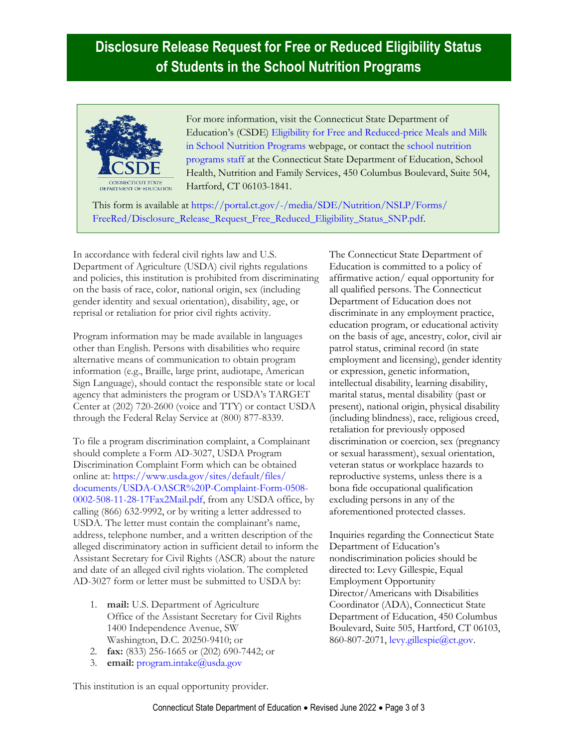# Disclosure Release Request for Free or Reduced Eligibility Status of Students in the School Nutrition Programs

For more information, visit the Connecticut State Department of Education's (CSDE) Eligibility for Free and Reduced-price Meals and Milk in School Nutrition Programs webpage, or contact the school nutrition programs staff at the Connecticut State Department of Education, School Health, Nutrition and Family Services, 450 Columbus Boulevard, Suite 504, Hartford, CT 06103-1841.

This form is available at https://portal.ct.gov/-/media/SDE/Nutrition/NSLP/Forms/FreeRed/Disclosure_Release_Request_Free_Reduced_Eligibility_Status_SNP.pdf.

In accordance with federal civil rights law and U.S. Department of Agriculture (USDA) civil rights regulations and policies, this institution is prohibited from discriminating on the basis of race, color, national origin, sex (including gender identity and sexual orientation), disability, age, or reprisal or retaliation for prior civil rights activity.

Program information may be made available in languages other than English. Persons with disabilities who require alternative means of communication to obtain program information (e.g., Braille, large print, audiotape, American Sign Language), should contact the responsible state or local agency that administers the program or USDA's TARGET Center at (202) 720-2600 (voice and TTY) or contact USDA through the Federal Relay Service at (800) 877-8339.

To file a program discrimination complaint, a Complainant should complete a Form AD-3027, USDA Program Discrimination Complaint Form which can be obtained online at: https://www.usda.gov/sites/default/files/documents/USDA-OASCR%20P-Complaint-Form-0508-0002-508-11-28-17Fax2Mail.pdf, from any USDA office, by calling (866) 632-9992, or by writing a letter addressed to USDA. The letter must contain the complainant's name, address, telephone number, and a written description of the alleged discriminatory action in sufficient detail to inform the Assistant Secretary for Civil Rights (ASCR) about the nature and date of an alleged civil rights violation. The completed AD-3027 form or letter must be submitted to USDA by:

1. **mail:** U.S. Department of Agriculture  
   Office of the Assistant Secretary for Civil Rights  
   1400 Independence Avenue, SW  
   Washington, D.C. 20250-9410; or
2. **fax:** (833) 256-1665 or (202) 690-7442; or
3. **email:** program.intake@usda.gov

This institution is an equal opportunity provider.

The Connecticut State Department of Education is committed to a policy of affirmative action/ equal opportunity for all qualified persons. The Connecticut Department of Education does not discriminate in any employment practice, education program, or educational activity on the basis of age, ancestry, color, civil air patrol status, criminal record (in state employment and licensing), gender identity or expression, genetic information, intellectual disability, learning disability, marital status, mental disability (past or present), national origin, physical disability (including blindness), race, religious creed, retaliation for previously opposed discrimination or coercion, sex (pregnancy or sexual harassment), sexual orientation, veteran status or workplace hazards to reproductive systems, unless there is a bona fide occupational qualification excluding persons in any of the aforementioned protected classes.

Inquiries regarding the Connecticut State Department of Education's nondiscrimination policies should be directed to: Levy Gillespie, Equal Employment Opportunity Director/Americans with Disabilities Coordinator (ADA), Connecticut State Department of Education, 450 Columbus Boulevard, Suite 505, Hartford, CT 06103, 860-807-2071, levy.gillespie@ct.gov.